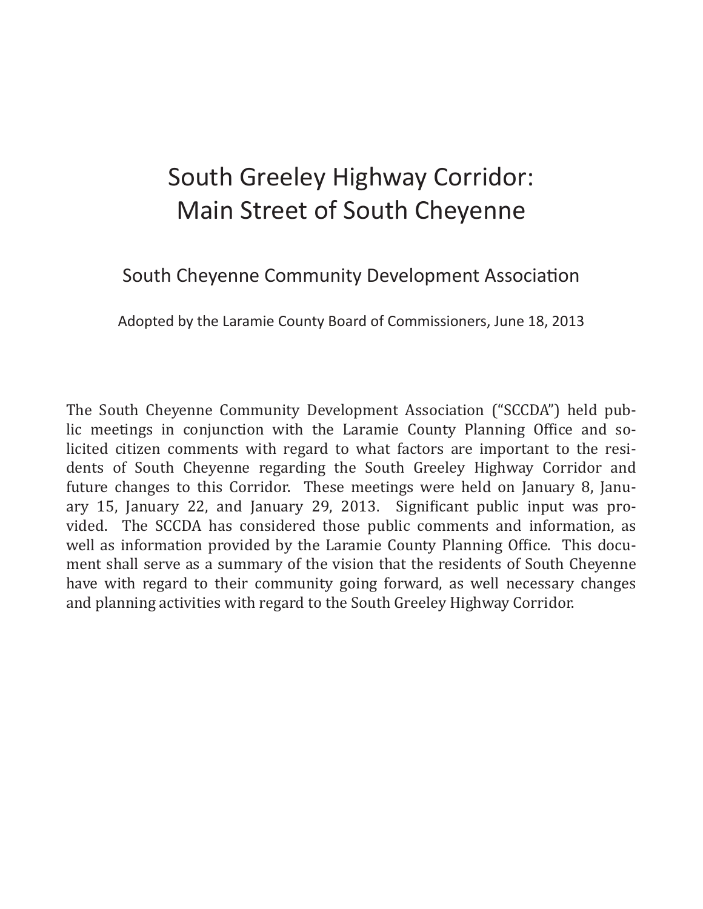# South Greeley Highway Corridor: Main Street of South Cheyenne

## South Cheyenne Community Development Association

Adopted by the Laramie County Board of Commissioners, June 18, 2013

The South Cheyenne Community Development Association ("SCCDA") held public meetings in conjunction with the Laramie County Planning Office and solicited citizen comments with regard to what factors are important to the residents of South Cheyenne regarding the South Greeley Highway Corridor and future changes to this Corridor. These meetings were held on January 8, January 15, January 22, and January 29, 2013. Significant public input was provided. The SCCDA has considered those public comments and information, as well as information provided by the Laramie County Planning Office. This document shall serve as a summary of the vision that the residents of South Cheyenne have with regard to their community going forward, as well necessary changes and planning activities with regard to the South Greeley Highway Corridor.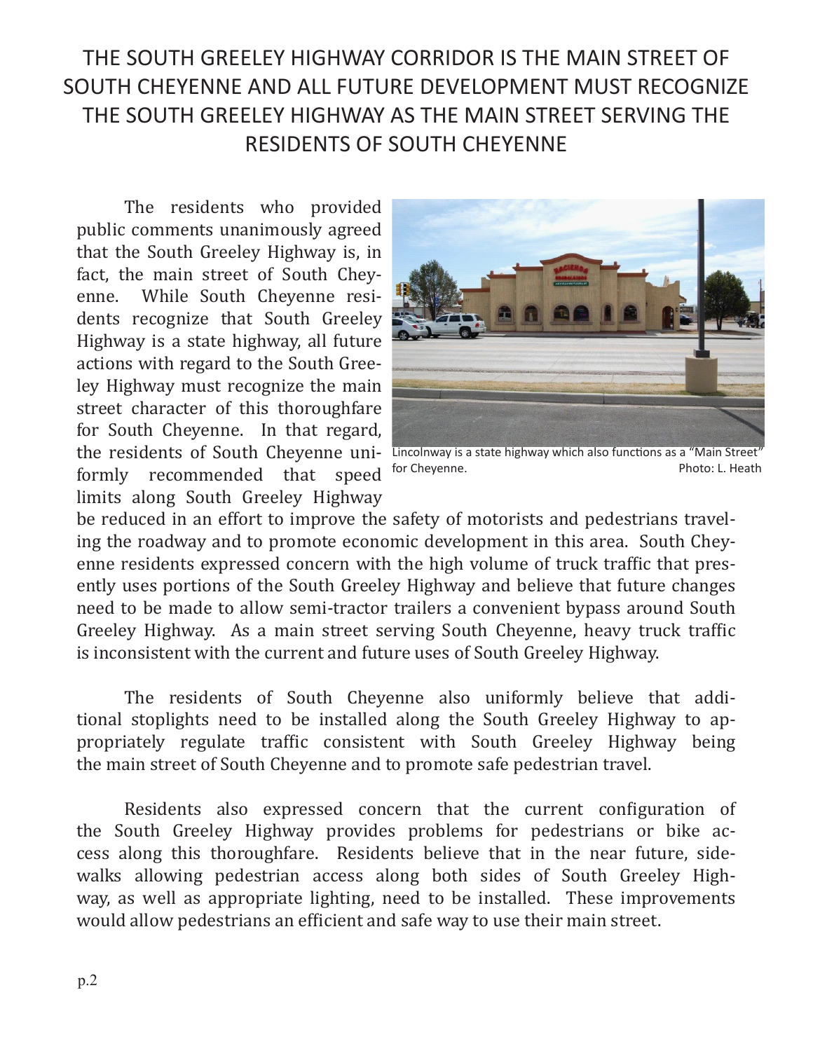# THE SOUTH GREELEY HIGHWAY CORRIDOR IS THE MAIN STREET OF SOUTH CHEYENNE AND ALL FUTURE DEVELOPMENT MUST RECOGNIZE THE SOUTH GREELEY HIGHWAY AS THE MAIN STREET SERVING THE RESIDENTS OF SOUTH CHEYENNE

The residents who provided public comments unanimously agreed that the South Greeley Highway is, in fact, the main street of South Cheyenne. While South Cheyenne residents recognize that South Greeley Highway is a state highway, all future actions with regard to the South Greeley Highway must recognize the main street character of this thoroughfare for South Cheyenne. In that regard, the residents of South Cheyenne uniformly recommended that speed limits along South Greeley Highway be reduced in an effort to improve the safety of motorists and pedestrians traveling the roadway and to promote economic development in this area. South Cheyenne residents expressed concern with the high volume of truck traffic that presently uses portions of the South Greeley Highway and believe that future changes need to be made to allow semi-tractor trailers a convenient bypass around South Greeley Highway. As a main street serving South Cheyenne, heavy truck traffic is inconsistent with the current and future uses of South Greeley Highway.

Lincolnway is a state highway which also functions as a "Main Street" for Cheyenne. Photo: L. Heath

The residents of South Cheyenne also uniformly believe that additional stoplights need to be installed along the South Greeley Highway to appropriately regulate traffic consistent with South Greeley Highway being the main street of South Cheyenne and to promote safe pedestrian travel.

Residents also expressed concern that the current configuration of the South Greeley Highway provides problems for pedestrians or bike access along this thoroughfare. Residents believe that in the near future, sidewalks allowing pedestrian access along both sides of South Greeley Highway, as well as appropriate lighting, need to be installed. These improvements would allow pedestrians an efficient and safe way to use their main street.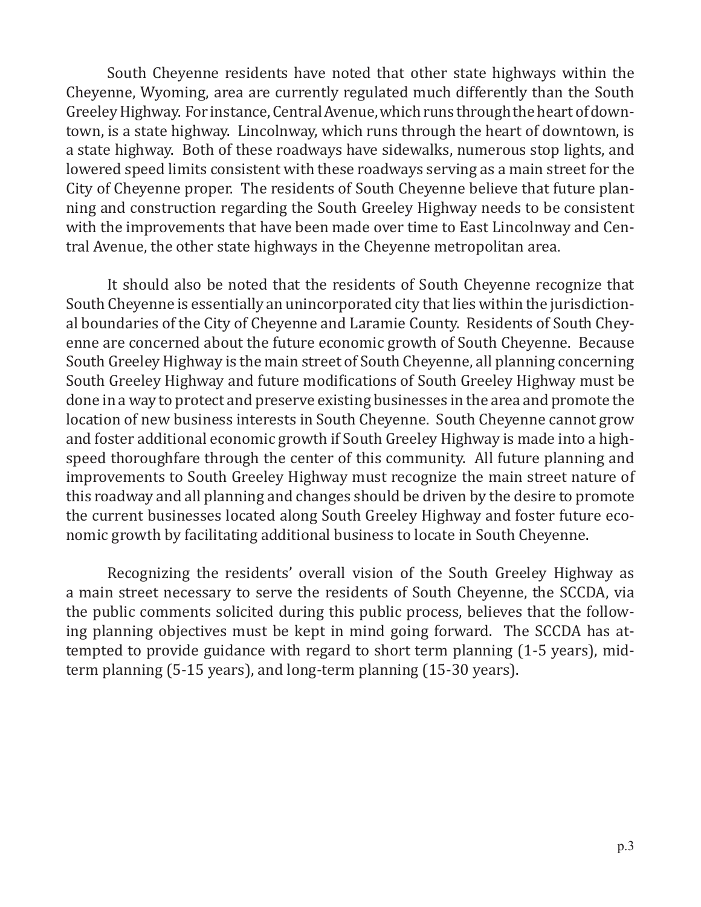South Cheyenne residents have noted that other state highways within the Cheyenne, Wyoming, area are currently regulated much differently than the South Greeley Highway. For instance, Central Avenue, which runs through the heart of downtown, is a state highway. Lincolnway, which runs through the heart of downtown, is a state highway. Both of these roadways have sidewalks, numerous stop lights, and lowered speed limits consistent with these roadways serving as a main street for the City of Cheyenne proper. The residents of South Cheyenne believe that future planning and construction regarding the South Greeley Highway needs to be consistent with the improvements that have been made over time to East Lincolnway and Central Avenue, the other state highways in the Cheyenne metropolitan area.

It should also be noted that the residents of South Cheyenne recognize that South Cheyenne is essentially an unincorporated city that lies within the jurisdictional boundaries of the City of Cheyenne and Laramie County. Residents of South Cheyenne are concerned about the future economic growth of South Cheyenne. Because South Greeley Highway is the main street of South Cheyenne, all planning concerning South Greeley Highway and future modifications of South Greeley Highway must be done in a way to protect and preserve existing businesses in the area and promote the location of new business interests in South Cheyenne. South Cheyenne cannot grow and foster additional economic growth if South Greeley Highway is made into a high-speed thoroughfare through the center of this community. All future planning and improvements to South Greeley Highway must recognize the main street nature of this roadway and all planning and changes should be driven by the desire to promote the current businesses located along South Greeley Highway and foster future economic growth by facilitating additional business to locate in South Cheyenne.

Recognizing the residents' overall vision of the South Greeley Highway as a main street necessary to serve the residents of South Cheyenne, the SCCDA, via the public comments solicited during this public process, believes that the following planning objectives must be kept in mind going forward. The SCCDA has attempted to provide guidance with regard to short term planning (1-5 years), mid-term planning (5-15 years), and long-term planning (15-30 years).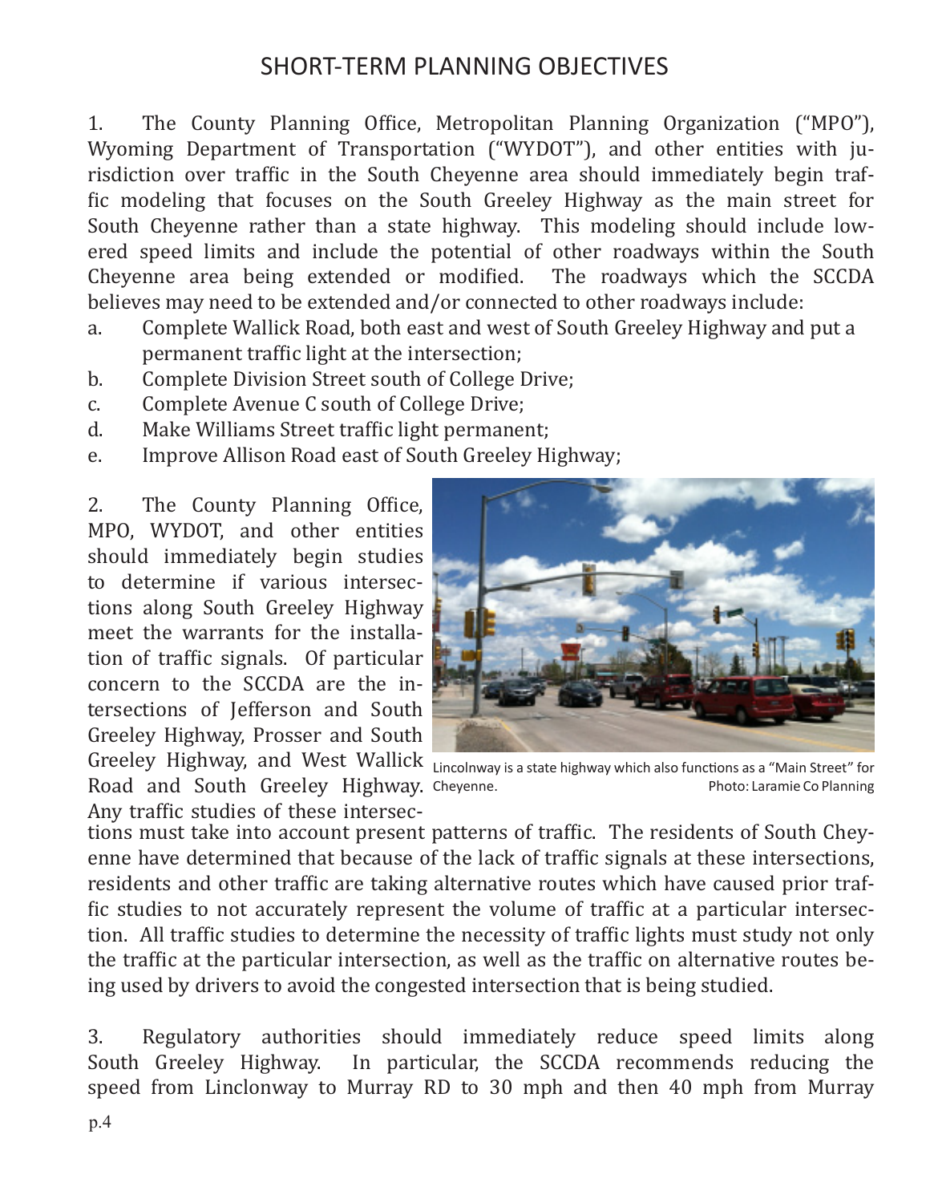# SHORT-TERM PLANNING OBJECTIVES

1. The County Planning Office, Metropolitan Planning Organization ("MPO"), Wyoming Department of Transportation ("WYDOT"), and other entities with jurisdiction over traffic in the South Cheyenne area should immediately begin traffic modeling that focuses on the South Greeley Highway as the main street for South Cheyenne rather than a state highway. This modeling should include lowered speed limits and include the potential of other roadways within the South Cheyenne area being extended or modified. The roadways which the SCCDA believes may need to be extended and/or connected to other roadways include:

   a. Complete Wallick Road, both east and west of South Greeley Highway and put a permanent traffic light at the intersection;
   b. Complete Division Street south of College Drive;
   c. Complete Avenue C south of College Drive;
   d. Make Williams Street traffic light permanent;
   e. Improve Allison Road east of South Greeley Highway;

2. The County Planning Office, MPO, WYDOT, and other entities should immediately begin studies to determine if various intersections along South Greeley Highway meet the warrants for the installation of traffic signals. Of particular concern to the SCCDA are the intersections of Jefferson and South Greeley Highway, Prosser and South Greeley Highway, and West Wallick Road and South Greeley Highway. Any traffic studies of these intersections must take into account present patterns of traffic. The residents of South Cheyenne have determined that because of the lack of traffic signals at these intersections, residents and other traffic are taking alternative routes which have caused prior traffic studies to not accurately represent the volume of traffic at a particular intersection. All traffic studies to determine the necessity of traffic lights must study not only the traffic at the particular intersection, as well as the traffic on alternative routes being used by drivers to avoid the congested intersection that is being studied.

Lincolnway is a state highway which also functions as a "Main Street" for Cheyenne. Photo: Laramie Co Planning

3. Regulatory authorities should immediately reduce speed limits along South Greeley Highway. In particular, the SCCDA recommends reducing the speed from Linclonway to Murray RD to 30 mph and then 40 mph from Murray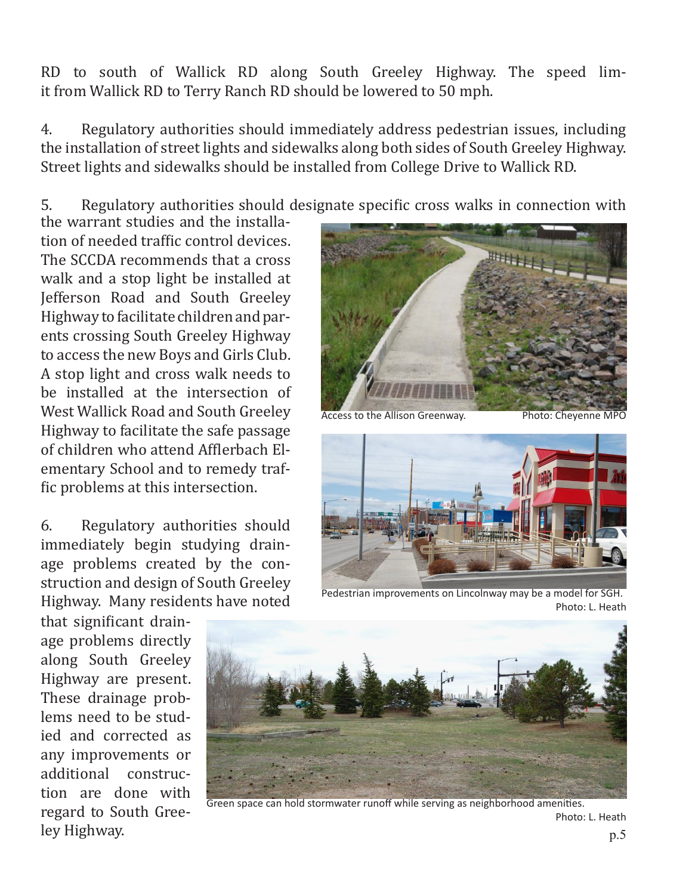RD to south of Wallick RD along South Greeley Highway. The speed limit from Wallick RD to Terry Ranch RD should be lowered to 50 mph.

4. Regulatory authorities should immediately address pedestrian issues, including the installation of street lights and sidewalks along both sides of South Greeley Highway. Street lights and sidewalks should be installed from College Drive to Wallick RD.

5. Regulatory authorities should designate specific cross walks in connection with the warrant studies and the installation of needed traffic control devices. The SCCDA recommends that a cross walk and a stop light be installed at Jefferson Road and South Greeley Highway to facilitate children and parents crossing South Greeley Highway to access the new Boys and Girls Club. A stop light and cross walk needs to be installed at the intersection of West Wallick Road and South Greeley Highway to facilitate the safe passage of children who attend Afflerbach Elementary School and to remedy traffic problems at this intersection.

6. Regulatory authorities should immediately begin studying drainage problems created by the construction and design of South Greeley Highway. Many residents have noted that significant drainage problems directly along South Greeley Highway are present. These drainage problems need to be studied and corrected as any improvements or additional construction are done with regard to South Greeley Highway.

Access to the Allison Greenway. Photo: Cheyenne MPO

Pedestrian improvements on Lincolnway may be a model for SGH. Photo: L. Heath

Green space can hold stormwater runoff while serving as neighborhood amenities. Photo: L. Heath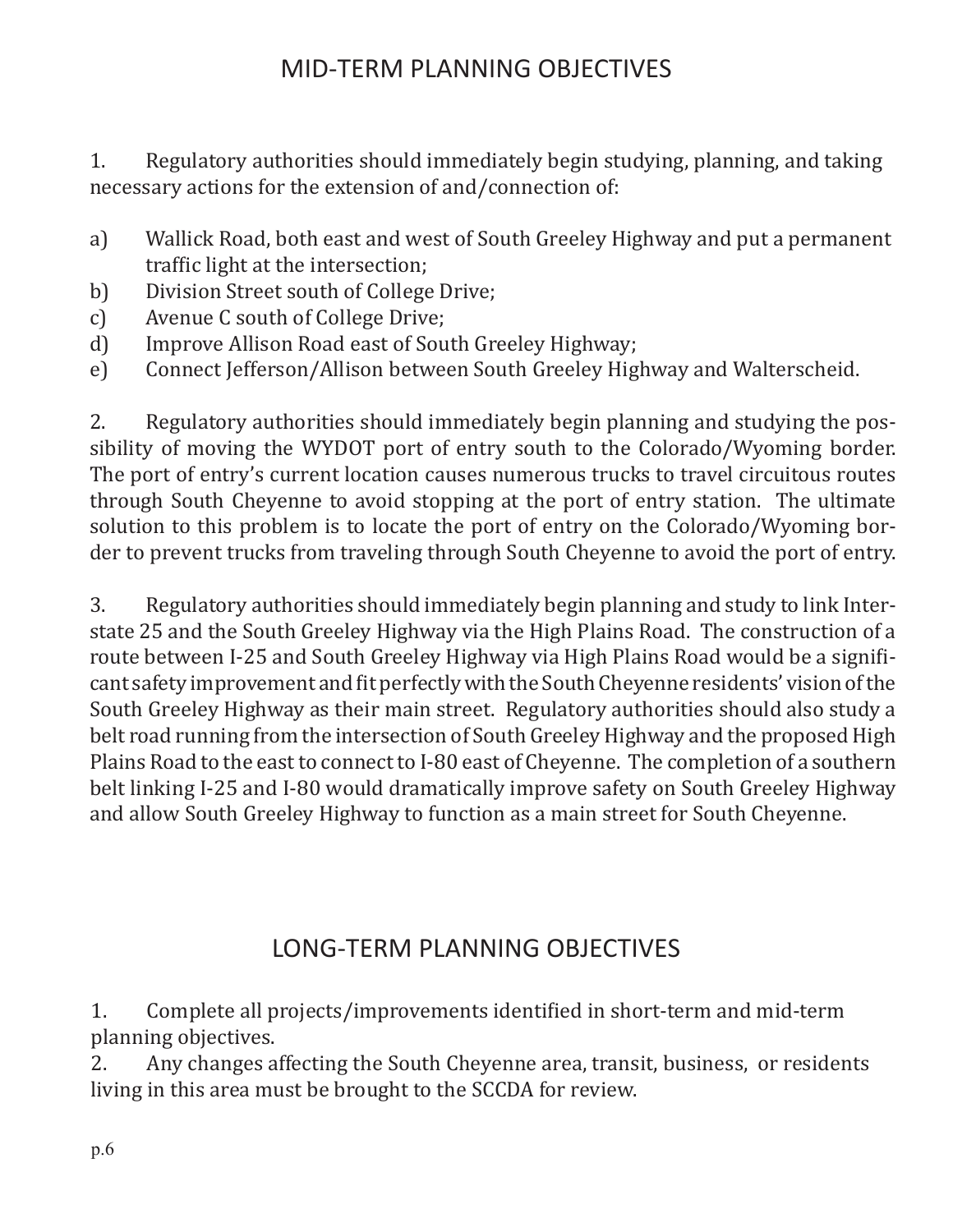# MID-TERM PLANNING OBJECTIVES

1. Regulatory authorities should immediately begin studying, planning, and taking necessary actions for the extension of and/connection of:

a) Wallick Road, both east and west of South Greeley Highway and put a permanent traffic light at the intersection;
b) Division Street south of College Drive;
c) Avenue C south of College Drive;
d) Improve Allison Road east of South Greeley Highway;
e) Connect Jefferson/Allison between South Greeley Highway and Walterscheid.

2. Regulatory authorities should immediately begin planning and studying the possibility of moving the WYDOT port of entry south to the Colorado/Wyoming border. The port of entry's current location causes numerous trucks to travel circuitous routes through South Cheyenne to avoid stopping at the port of entry station. The ultimate solution to this problem is to locate the port of entry on the Colorado/Wyoming border to prevent trucks from traveling through South Cheyenne to avoid the port of entry.

3. Regulatory authorities should immediately begin planning and study to link Interstate 25 and the South Greeley Highway via the High Plains Road. The construction of a route between I-25 and South Greeley Highway via High Plains Road would be a significant safety improvement and fit perfectly with the South Cheyenne residents' vision of the South Greeley Highway as their main street. Regulatory authorities should also study a belt road running from the intersection of South Greeley Highway and the proposed High Plains Road to the east to connect to I-80 east of Cheyenne. The completion of a southern belt linking I-25 and I-80 would dramatically improve safety on South Greeley Highway and allow South Greeley Highway to function as a main street for South Cheyenne.

# LONG-TERM PLANNING OBJECTIVES

1. Complete all projects/improvements identified in short-term and mid-term planning objectives.
2. Any changes affecting the South Cheyenne area, transit, business, or residents living in this area must be brought to the SCCDA for review.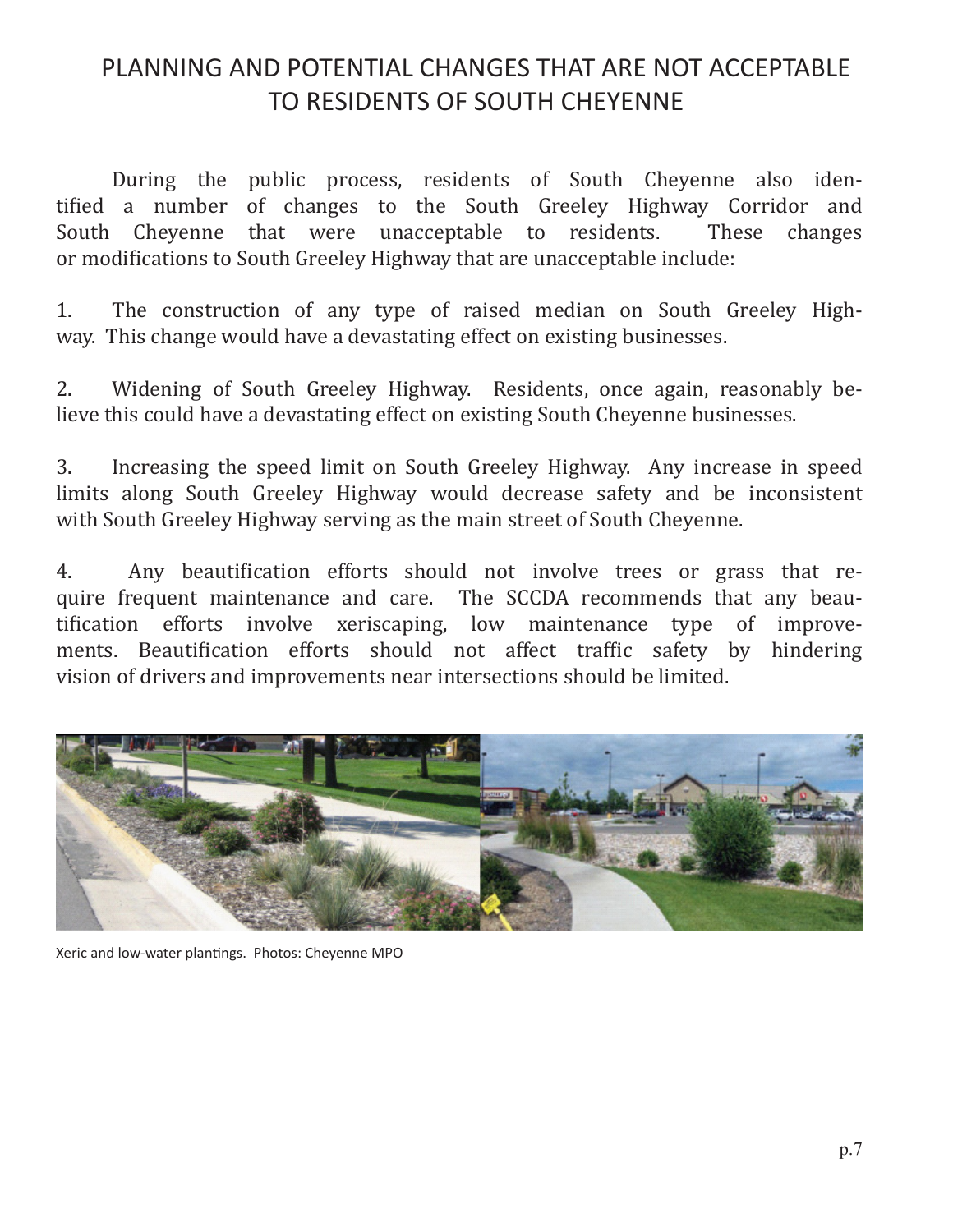# PLANNING AND POTENTIAL CHANGES THAT ARE NOT ACCEPTABLE TO RESIDENTS OF SOUTH CHEYENNE

During the public process, residents of South Cheyenne also identified a number of changes to the South Greeley Highway Corridor and South Cheyenne that were unacceptable to residents. These changes or modifications to South Greeley Highway that are unacceptable include:

1. The construction of any type of raised median on South Greeley Highway. This change would have a devastating effect on existing businesses.

2. Widening of South Greeley Highway. Residents, once again, reasonably believe this could have a devastating effect on existing South Cheyenne businesses.

3. Increasing the speed limit on South Greeley Highway. Any increase in speed limits along South Greeley Highway would decrease safety and be inconsistent with South Greeley Highway serving as the main street of South Cheyenne.

4. Any beautification efforts should not involve trees or grass that require frequent maintenance and care. The SCCDA recommends that any beautification efforts involve xeriscaping, low maintenance type of improvements. Beautification efforts should not affect traffic safety by hindering vision of drivers and improvements near intersections should be limited.

Xeric and low-water plantings. Photos: Cheyenne MPO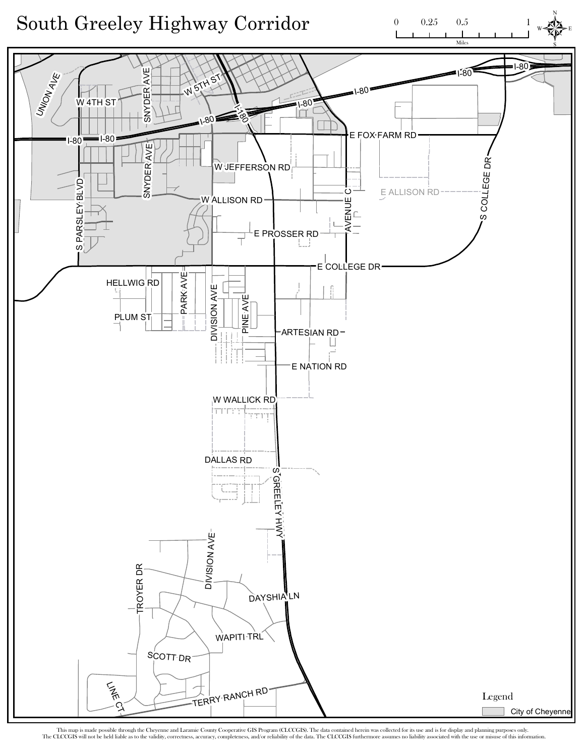# South Greeley Highway Corridor

0 0.25 0.5 1
Miles

N
W E
S

I-80
W 5TH ST
W 4TH ST
UNION AVE
SNYDER AVE
I-180
E FOX FARM RD
W JEFFERSON RD
S PARSLEY BLVD
W ALLISON RD
E ALLISON RD
AVENUE C
S COLLEGE DR
E PROSSER RD
E COLLEGE DR
HELLWIG RD
PARK AVE
DIVISION AVE
PINE AVE
PLUM ST
ARTESIAN RD
E NATION RD
W WALLICK RD
DALLAS RD
S GREELEY HWY
TROYER DR
DAYSHIA LN
WAPITI TRL
SCOTT DR
LINE CT
TERRY RANCH RD

Legend

City of Cheyenne

This map is made possible through the Cheyenne and Laramie County Cooperative GIS Program (CLCCGIS). The data contained herein was collected for its use and is for display and planning purposes only. The CLCCGIS will not be held liable as to the validity, correctness, accuracy, completeness, and/or reliability of the data. The CLCCGIS furthermore assumes no liability associated with the use or misuse of this information.